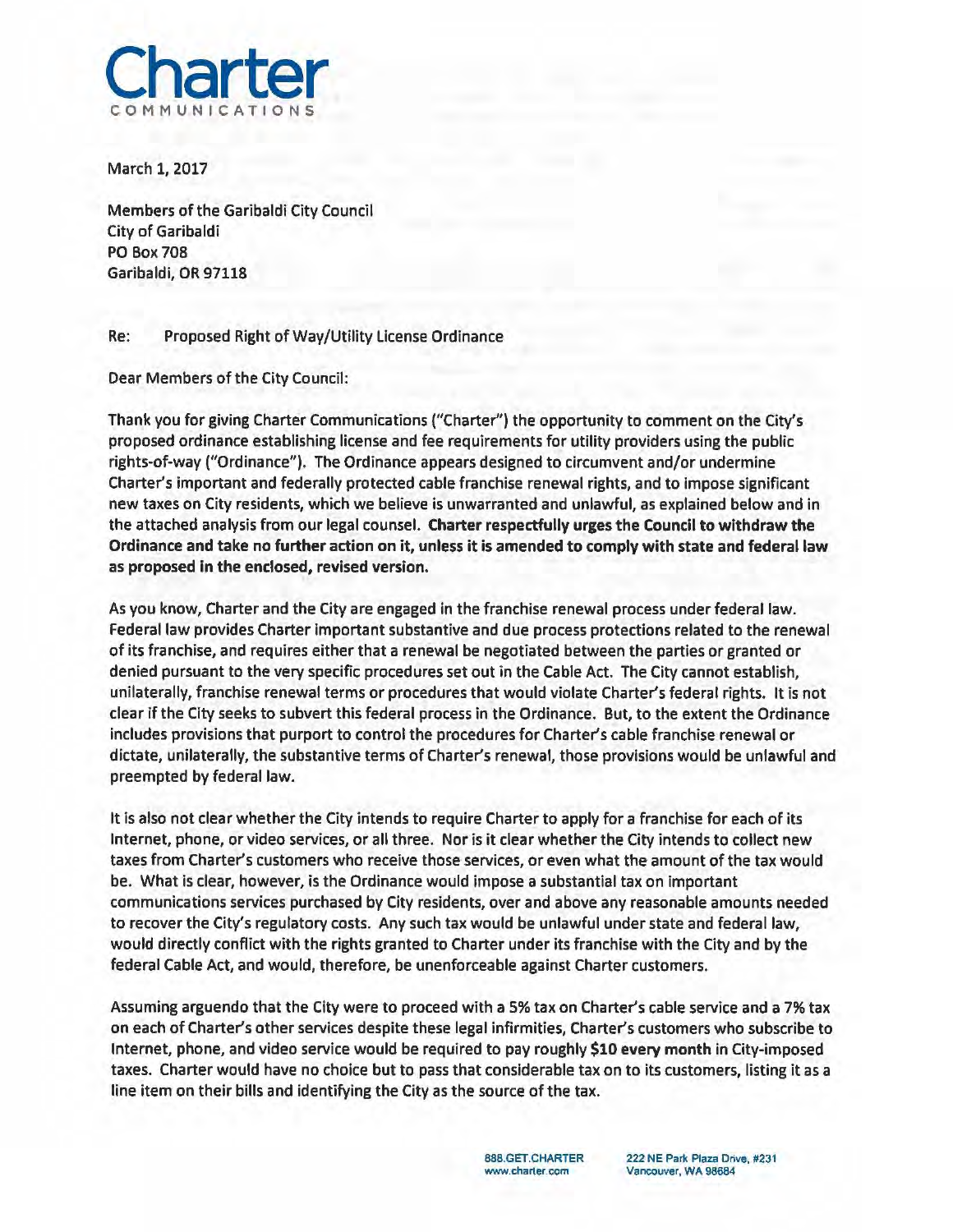# Charter
COMMUNICATIONS

March 1, 2017

Members of the Garibaldi City Council
City of Garibaldi
PO Box 708
Garibaldi, OR 97118

Re: Proposed Right of Way/Utility License Ordinance

Dear Members of the City Council:

Thank you for giving Charter Communications ("Charter") the opportunity to comment on the City's proposed ordinance establishing license and fee requirements for utility providers using the public rights-of-way ("Ordinance"). The Ordinance appears designed to circumvent and/or undermine Charter's important and federally protected cable franchise renewal rights, and to impose significant new taxes on City residents, which we believe is unwarranted and unlawful, as explained below and in the attached analysis from our legal counsel. **Charter respectfully urges the Council to withdraw the Ordinance and take no further action on it, unless it is amended to comply with state and federal law as proposed in the enclosed, revised version.**

As you know, Charter and the City are engaged in the franchise renewal process under federal law. Federal law provides Charter important substantive and due process protections related to the renewal of its franchise, and requires either that a renewal be negotiated between the parties or granted or denied pursuant to the very specific procedures set out in the Cable Act. The City cannot establish, unilaterally, franchise renewal terms or procedures that would violate Charter's federal rights. It is not clear if the City seeks to subvert this federal process in the Ordinance. But, to the extent the Ordinance includes provisions that purport to control the procedures for Charter's cable franchise renewal or dictate, unilaterally, the substantive terms of Charter's renewal, those provisions would be unlawful and preempted by federal law.

It is also not clear whether the City intends to require Charter to apply for a franchise for each of its Internet, phone, or video services, or all three. Nor is it clear whether the City intends to collect new taxes from Charter's customers who receive those services, or even what the amount of the tax would be. What is clear, however, is the Ordinance would impose a substantial tax on important communications services purchased by City residents, over and above any reasonable amounts needed to recover the City's regulatory costs. Any such tax would be unlawful under state and federal law, would directly conflict with the rights granted to Charter under its franchise with the City and by the federal Cable Act, and would, therefore, be unenforceable against Charter customers.

Assuming arguendo that the City were to proceed with a 5% tax on Charter's cable service and a 7% tax on each of Charter's other services despite these legal infirmities, Charter's customers who subscribe to Internet, phone, and video service would be required to pay roughly **$10 every month** in City-imposed taxes. Charter would have no choice but to pass that considerable tax on to its customers, listing it as a line item on their bills and identifying the City as the source of the tax.

888.GET.CHARTER
www.charter.com

222 NE Park Plaza Drive, #231
Vancouver, WA 98684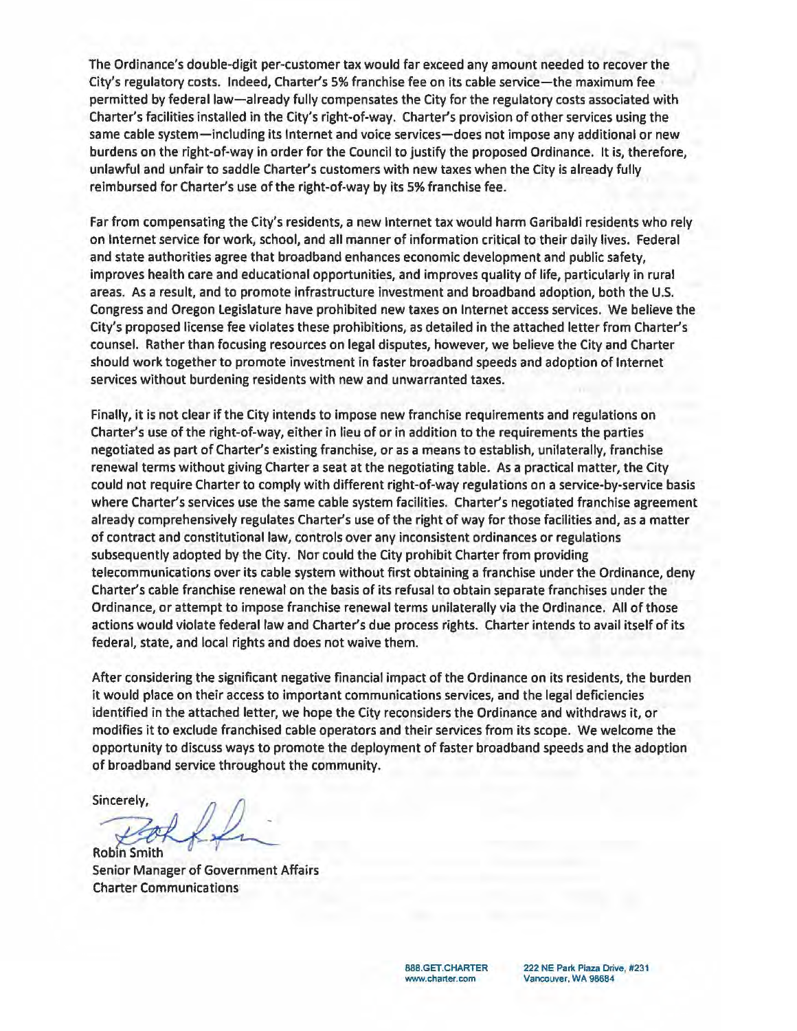The Ordinance's double-digit per-customer tax would far exceed any amount needed to recover the City's regulatory costs. Indeed, Charter's 5% franchise fee on its cable service—the maximum fee permitted by federal law—already fully compensates the City for the regulatory costs associated with Charter's facilities installed in the City's right-of-way. Charter's provision of other services using the same cable system—including its Internet and voice services—does not impose any additional or new burdens on the right-of-way in order for the Council to justify the proposed Ordinance. It is, therefore, unlawful and unfair to saddle Charter's customers with new taxes when the City is already fully reimbursed for Charter's use of the right-of-way by its 5% franchise fee.

Far from compensating the City's residents, a new Internet tax would harm Garibaldi residents who rely on Internet service for work, school, and all manner of information critical to their daily lives. Federal and state authorities agree that broadband enhances economic development and public safety, improves health care and educational opportunities, and improves quality of life, particularly in rural areas. As a result, and to promote infrastructure investment and broadband adoption, both the U.S. Congress and Oregon Legislature have prohibited new taxes on Internet access services. We believe the City's proposed license fee violates these prohibitions, as detailed in the attached letter from Charter's counsel. Rather than focusing resources on legal disputes, however, we believe the City and Charter should work together to promote investment in faster broadband speeds and adoption of Internet services without burdening residents with new and unwarranted taxes.

Finally, it is not clear if the City intends to impose new franchise requirements and regulations on Charter's use of the right-of-way, either in lieu of or in addition to the requirements the parties negotiated as part of Charter's existing franchise, or as a means to establish, unilaterally, franchise renewal terms without giving Charter a seat at the negotiating table. As a practical matter, the City could not require Charter to comply with different right-of-way regulations on a service-by-service basis where Charter's services use the same cable system facilities. Charter's negotiated franchise agreement already comprehensively regulates Charter's use of the right of way for those facilities and, as a matter of contract and constitutional law, controls over any inconsistent ordinances or regulations subsequently adopted by the City. Nor could the City prohibit Charter from providing telecommunications over its cable system without first obtaining a franchise under the Ordinance, deny Charter's cable franchise renewal on the basis of its refusal to obtain separate franchises under the Ordinance, or attempt to impose franchise renewal terms unilaterally via the Ordinance. All of those actions would violate federal law and Charter's due process rights. Charter intends to avail itself of its federal, state, and local rights and does not waive them.

After considering the significant negative financial impact of the Ordinance on its residents, the burden it would place on their access to important communications services, and the legal deficiencies identified in the attached letter, we hope the City reconsiders the Ordinance and withdraws it, or modifies it to exclude franchised cable operators and their services from its scope. We welcome the opportunity to discuss ways to promote the deployment of faster broadband speeds and the adoption of broadband service throughout the community.

Sincerely,

Robin Smith
Senior Manager of Government Affairs
Charter Communications

888.GET.CHARTER
www.charter.com

222 NE Park Plaza Drive, #231
Vancouver, WA 98684